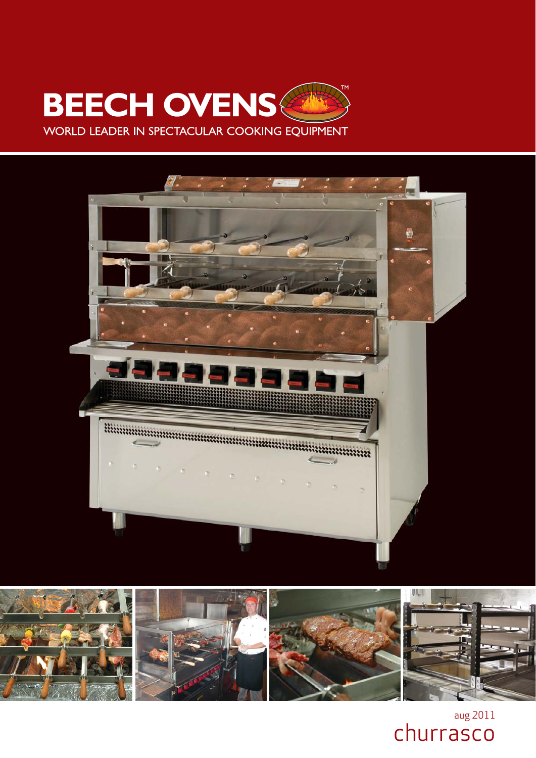# BEECH OVENS™

WORLD LEADER IN SPECTACULAR COOKING EQUIPMENT

aug 2011

churrasco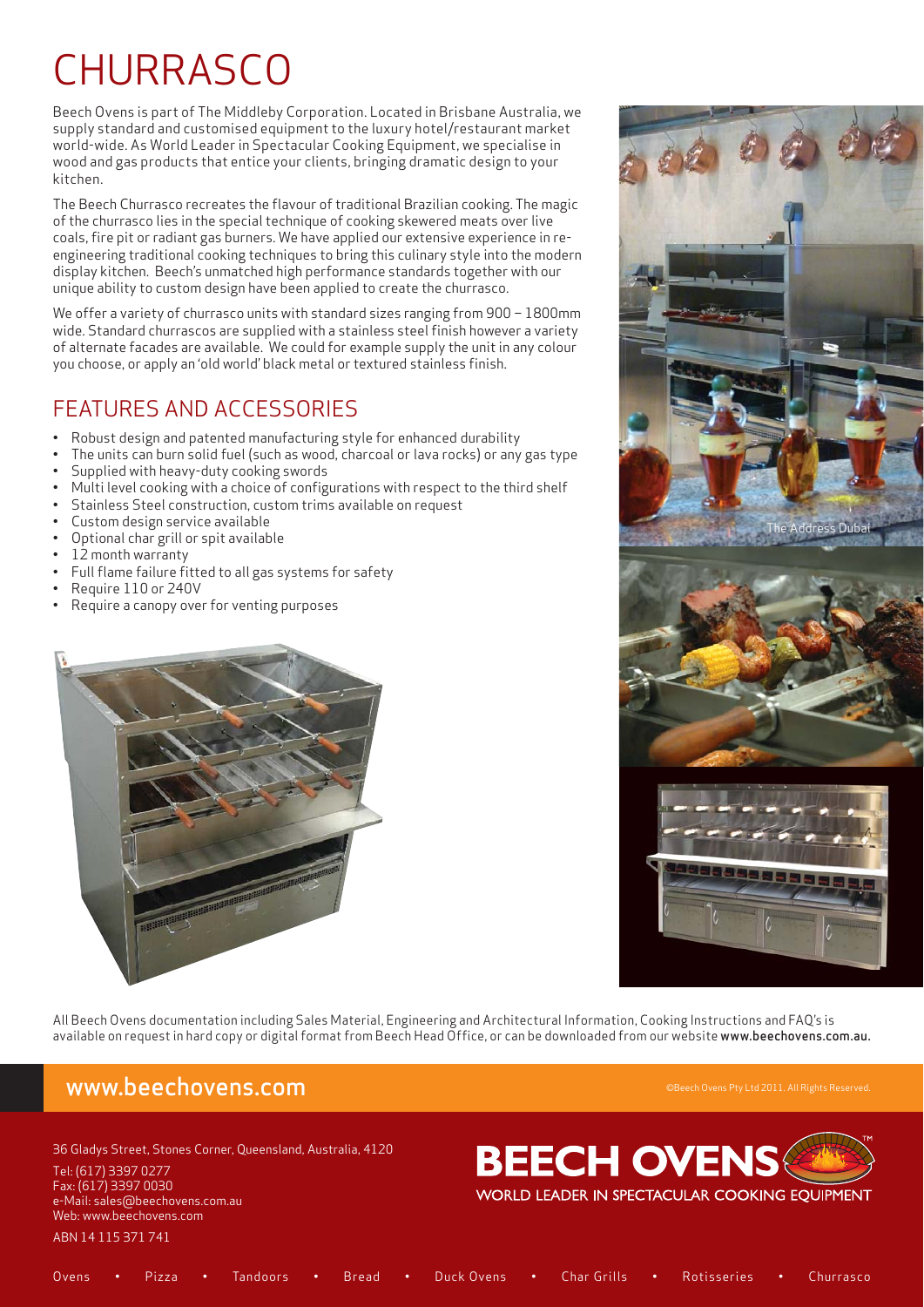# CHURRASCO

Beech Ovens is part of The Middleby Corporation. Located in Brisbane Australia, we supply standard and customised equipment to the luxury hotel/restaurant market world-wide. As World Leader in Spectacular Cooking Equipment, we specialise in wood and gas products that entice your clients, bringing dramatic design to your kitchen.

The Beech Churrasco recreates the flavour of traditional Brazilian cooking. The magic of the churrasco lies in the special technique of cooking skewered meats over live coals, fire pit or radiant gas burners. We have applied our extensive experience in re-engineering traditional cooking techniques to bring this culinary style into the modern display kitchen. Beech's unmatched high performance standards together with our unique ability to custom design have been applied to create the churrasco.

We offer a variety of churrasco units with standard sizes ranging from 900 – 1800mm wide. Standard churrascos are supplied with a stainless steel finish however a variety of alternate facades are available. We could for example supply the unit in any colour you choose, or apply an 'old world' black metal or textured stainless finish.

## FEATURES AND ACCESSORIES

- Robust design and patented manufacturing style for enhanced durability
- The units can burn solid fuel (such as wood, charcoal or lava rocks) or any gas type
- Supplied with heavy-duty cooking swords
- Multi level cooking with a choice of configurations with respect to the third shelf
- Stainless Steel construction, custom trims available on request
- Custom design service available
- Optional char grill or spit available
- 12 month warranty
- Full flame failure fitted to all gas systems for safety
- Require 110 or 240V
- Require a canopy over for venting purposes

The Address Dubai

All Beech Ovens documentation including Sales Material, Engineering and Architectural Information, Cooking Instructions and FAQ's is available on request in hard copy or digital format from Beech Head Office, or can be downloaded from our website **www.beechovens.com.au.**

**www.beechovens.com**

©Beech Ovens Pty Ltd 2011. All Rights Reserved.

36 Gladys Street, Stones Corner, Queensland, Australia, 4120

Tel: (617) 3397 0277
Fax: (617) 3397 0030
e-Mail: sales@beechovens.com.au
Web: www.beechovens.com

ABN 14 115 371 741

**BEECH OVENS**™
WORLD LEADER IN SPECTACULAR COOKING EQUIPMENT

Ovens • Pizza • Tandoors • Bread • Duck Ovens • Char Grills • Rotisseries • Churrasco